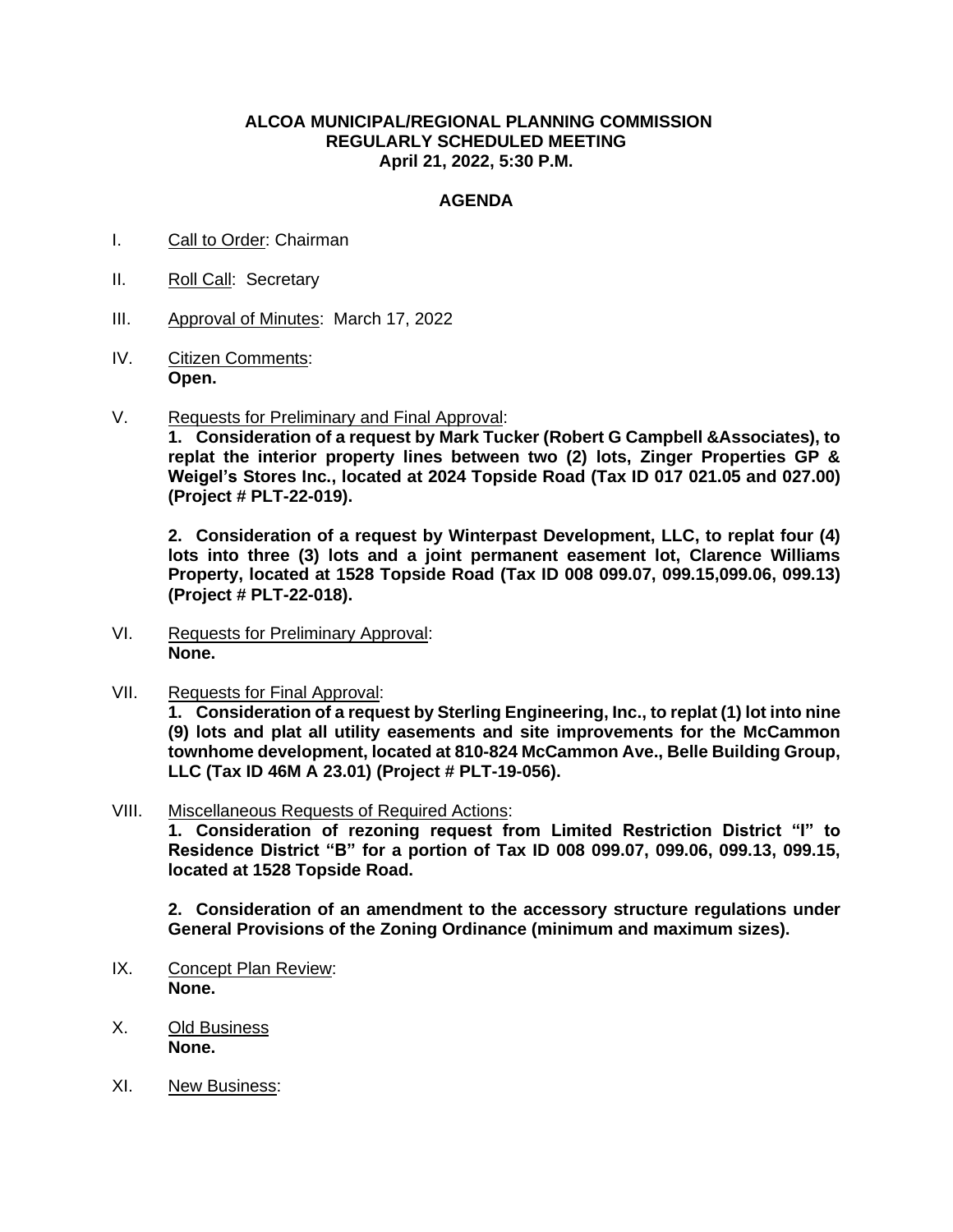**ALCOA MUNICIPAL/REGIONAL PLANNING COMMISSION**
**REGULARLY SCHEDULED MEETING**
**April 21, 2022, 5:30 P.M.**

**AGENDA**

I. Call to Order: Chairman

II. Roll Call: Secretary

III. Approval of Minutes: March 17, 2022

IV. Citizen Comments:
**Open.**

V. Requests for Preliminary and Final Approval:
**1. Consideration of a request by Mark Tucker (Robert G Campbell &Associates), to replat the interior property lines between two (2) lots, Zinger Properties GP & Weigel's Stores Inc., located at 2024 Topside Road (Tax ID 017 021.05 and 027.00) (Project # PLT-22-019).**

**2. Consideration of a request by Winterpast Development, LLC, to replat four (4) lots into three (3) lots and a joint permanent easement lot, Clarence Williams Property, located at 1528 Topside Road (Tax ID 008 099.07, 099.15,099.06, 099.13) (Project # PLT-22-018).**

VI. Requests for Preliminary Approval:
**None.**

VII. Requests for Final Approval:
**1. Consideration of a request by Sterling Engineering, Inc., to replat (1) lot into nine (9) lots and plat all utility easements and site improvements for the McCammon townhome development, located at 810-824 McCammon Ave., Belle Building Group, LLC (Tax ID 46M A 23.01) (Project # PLT-19-056).**

VIII. Miscellaneous Requests of Required Actions:
**1. Consideration of rezoning request from Limited Restriction District "I" to Residence District "B" for a portion of Tax ID 008 099.07, 099.06, 099.13, 099.15, located at 1528 Topside Road.**

**2. Consideration of an amendment to the accessory structure regulations under General Provisions of the Zoning Ordinance (minimum and maximum sizes).**

IX. Concept Plan Review:
**None.**

X. Old Business
**None.**

XI. New Business: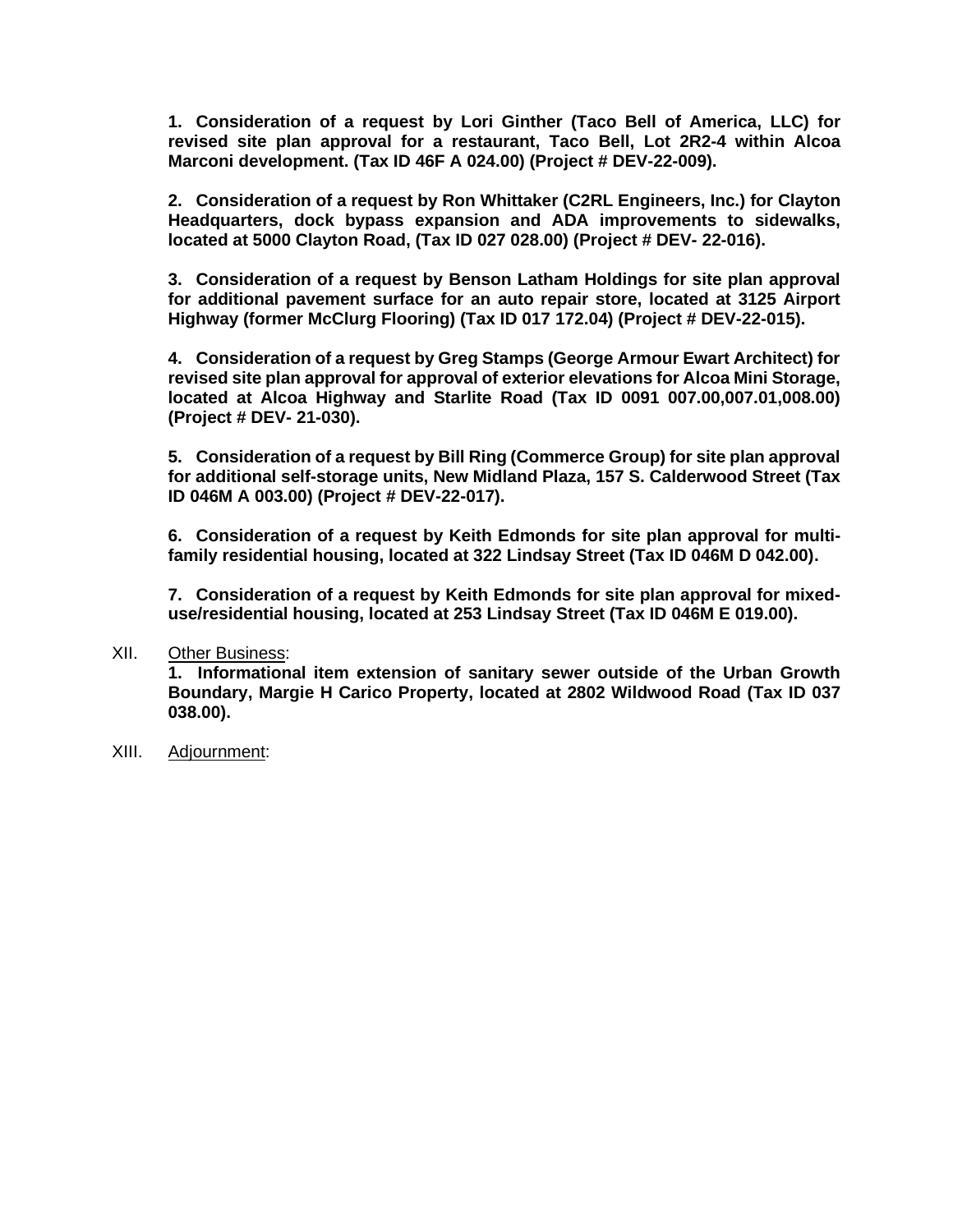**1. Consideration of a request by Lori Ginther (Taco Bell of America, LLC) for revised site plan approval for a restaurant, Taco Bell, Lot 2R2-4 within Alcoa Marconi development. (Tax ID 46F A 024.00) (Project # DEV-22-009).**

**2. Consideration of a request by Ron Whittaker (C2RL Engineers, Inc.) for Clayton Headquarters, dock bypass expansion and ADA improvements to sidewalks, located at 5000 Clayton Road, (Tax ID 027 028.00) (Project # DEV- 22-016).**

**3. Consideration of a request by Benson Latham Holdings for site plan approval for additional pavement surface for an auto repair store, located at 3125 Airport Highway (former McClurg Flooring) (Tax ID 017 172.04) (Project # DEV-22-015).**

**4. Consideration of a request by Greg Stamps (George Armour Ewart Architect) for revised site plan approval for approval of exterior elevations for Alcoa Mini Storage, located at Alcoa Highway and Starlite Road (Tax ID 0091 007.00,007.01,008.00) (Project # DEV- 21-030).**

**5. Consideration of a request by Bill Ring (Commerce Group) for site plan approval for additional self-storage units, New Midland Plaza, 157 S. Calderwood Street (Tax ID 046M A 003.00) (Project # DEV-22-017).**

**6. Consideration of a request by Keith Edmonds for site plan approval for multi-family residential housing, located at 322 Lindsay Street (Tax ID 046M D 042.00).**

**7. Consideration of a request by Keith Edmonds for site plan approval for mixed-use/residential housing, located at 253 Lindsay Street (Tax ID 046M E 019.00).**

XII. Other Business:

**1. Informational item extension of sanitary sewer outside of the Urban Growth Boundary, Margie H Carico Property, located at 2802 Wildwood Road (Tax ID 037 038.00).**

XIII. Adjournment: